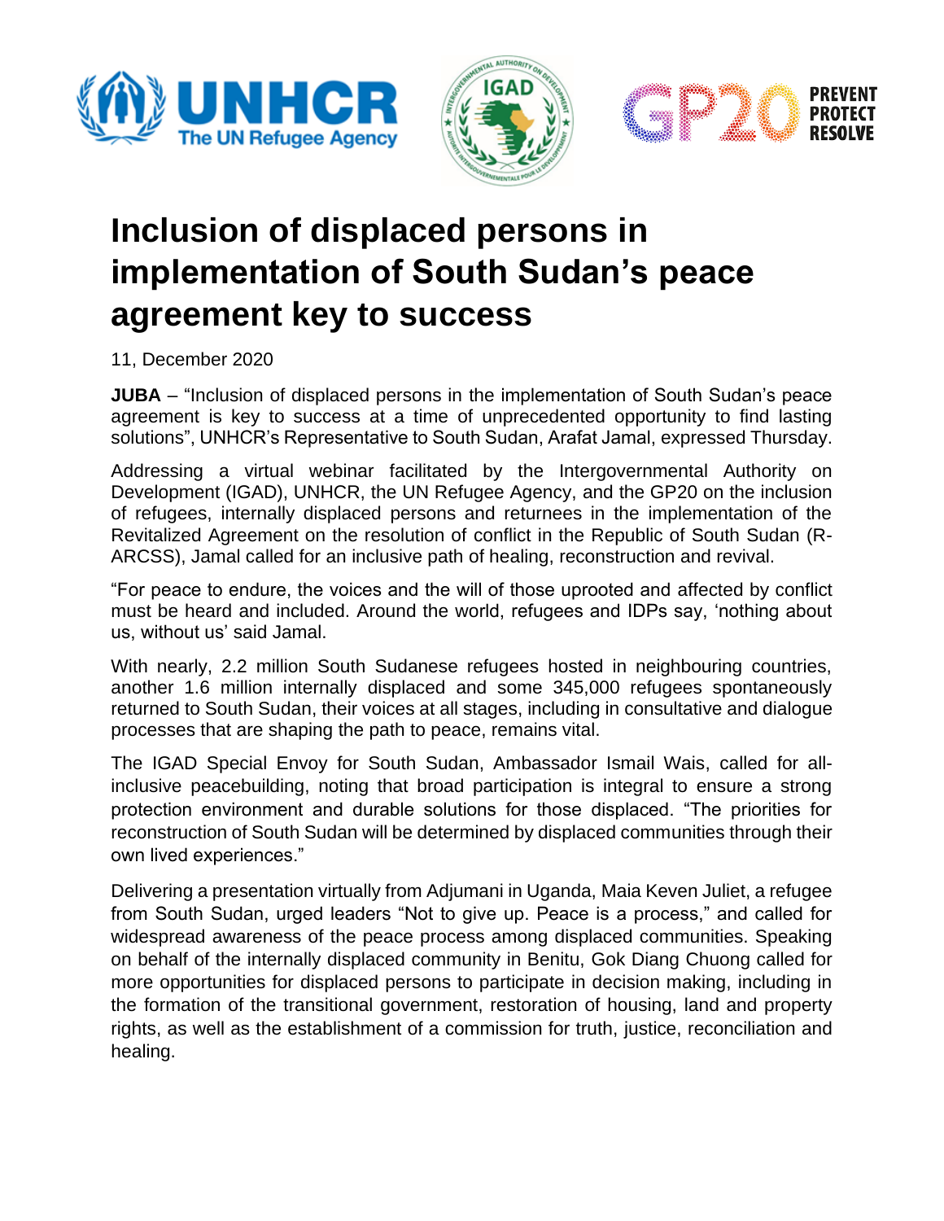# Inclusion of displaced persons in implementation of South Sudan's peace agreement key to success

11, December 2020

**JUBA** – "Inclusion of displaced persons in the implementation of South Sudan's peace agreement is key to success at a time of unprecedented opportunity to find lasting solutions", UNHCR's Representative to South Sudan, Arafat Jamal, expressed Thursday.

Addressing a virtual webinar facilitated by the Intergovernmental Authority on Development (IGAD), UNHCR, the UN Refugee Agency, and the GP20 on the inclusion of refugees, internally displaced persons and returnees in the implementation of the Revitalized Agreement on the resolution of conflict in the Republic of South Sudan (R-ARCSS), Jamal called for an inclusive path of healing, reconstruction and revival.

"For peace to endure, the voices and the will of those uprooted and affected by conflict must be heard and included. Around the world, refugees and IDPs say, 'nothing about us, without us' said Jamal.

With nearly, 2.2 million South Sudanese refugees hosted in neighbouring countries, another 1.6 million internally displaced and some 345,000 refugees spontaneously returned to South Sudan, their voices at all stages, including in consultative and dialogue processes that are shaping the path to peace, remains vital.

The IGAD Special Envoy for South Sudan, Ambassador Ismail Wais, called for all-inclusive peacebuilding, noting that broad participation is integral to ensure a strong protection environment and durable solutions for those displaced. "The priorities for reconstruction of South Sudan will be determined by displaced communities through their own lived experiences."

Delivering a presentation virtually from Adjumani in Uganda, Maia Keven Juliet, a refugee from South Sudan, urged leaders "Not to give up. Peace is a process," and called for widespread awareness of the peace process among displaced communities. Speaking on behalf of the internally displaced community in Benitu, Gok Diang Chuong called for more opportunities for displaced persons to participate in decision making, including in the formation of the transitional government, restoration of housing, land and property rights, as well as the establishment of a commission for truth, justice, reconciliation and healing.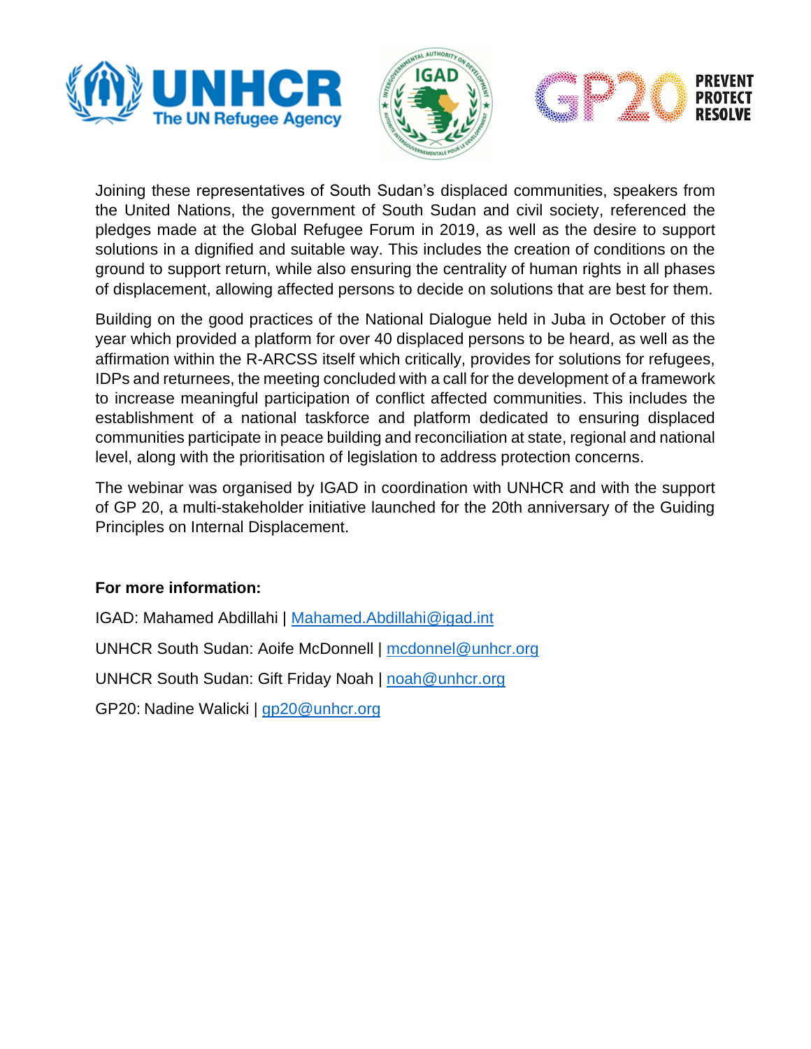Joining these representatives of South Sudan's displaced communities, speakers from the United Nations, the government of South Sudan and civil society, referenced the pledges made at the Global Refugee Forum in 2019, as well as the desire to support solutions in a dignified and suitable way. This includes the creation of conditions on the ground to support return, while also ensuring the centrality of human rights in all phases of displacement, allowing affected persons to decide on solutions that are best for them.

Building on the good practices of the National Dialogue held in Juba in October of this year which provided a platform for over 40 displaced persons to be heard, as well as the affirmation within the R-ARCSS itself which critically, provides for solutions for refugees, IDPs and returnees, the meeting concluded with a call for the development of a framework to increase meaningful participation of conflict affected communities. This includes the establishment of a national taskforce and platform dedicated to ensuring displaced communities participate in peace building and reconciliation at state, regional and national level, along with the prioritisation of legislation to address protection concerns.

The webinar was organised by IGAD in coordination with UNHCR and with the support of GP 20, a multi-stakeholder initiative launched for the 20th anniversary of the Guiding Principles on Internal Displacement.

**For more information:**

IGAD: Mahamed Abdillahi | Mahamed.Abdillahi@igad.int

UNHCR South Sudan: Aoife McDonnell | mcdonnel@unhcr.org

UNHCR South Sudan: Gift Friday Noah | noah@unhcr.org

GP20: Nadine Walicki | gp20@unhcr.org